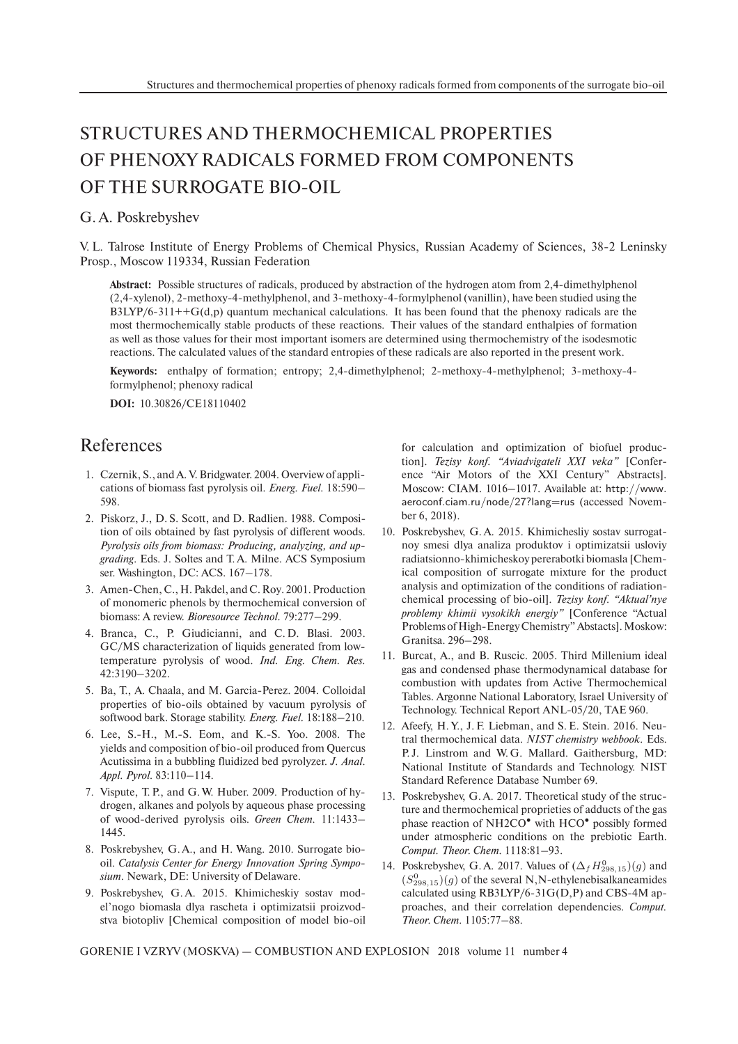# STRUCTURES AND THERMOCHEMICAL PROPERTIES OF PHENOXY RADICALS FORMED FROM COMPONENTS OF THE SURROGATE BIO-OIL

G. A. Poskrebyshev

V. L. Talrose Institute of Energy Problems of Chemical Physics, Russian Academy of Sciences, 38-2 Leninsky Prosp., Moscow 119334, Russian Federation

**Abstract:** Possible structures of radicals, produced by abstraction of the hydrogen atom from 2,4-dimethylphenol (2,4-xylenol), 2-methoxy-4-methylphenol, and 3-methoxy-4-formylphenol (vanillin), have been studied using the B3LYP/6-311++G(d,p) quantum mechanical calculations. It has been found that the phenoxy radicals are the most thermochemically stable products of these reactions. Their values of the standard enthalpies of formation as well as those values for their most important isomers are determined using thermochemistry of the isodesmotic reactions. The calculated values of the standard entropies of these radicals are also reported in the present work.

**Keywords:** enthalpy of formation; entropy; 2,4-dimethylphenol; 2-methoxy-4-methylphenol; 3-methoxy-4-formylphenol; phenoxy radical

**DOI:** 10.30826/CE18110402

## References

1. Czernik, S., and A. V. Bridgwater. 2004. Overview of applications of biomass fast pyrolysis oil. *Energ. Fuel.* 18:590–598.
2. Piskorz, J., D. S. Scott, and D. Radlien. 1988. Composition of oils obtained by fast pyrolysis of different woods. *Pyrolysis oils from biomass: Producing, analyzing, and upgrading*. Eds. J. Soltes and T. A. Milne. ACS Symposium ser. Washington, DC: ACS. 167–178.
3. Amen-Chen, C., H. Pakdel, and C. Roy. 2001. Production of monomeric phenols by thermochemical conversion of biomass: A review. *Bioresource Technol.* 79:277–299.
4. Branca, C., P. Giudicianni, and C. D. Blasi. 2003. GC/MS characterization of liquids generated from low-temperature pyrolysis of wood. *Ind. Eng. Chem. Res.* 42:3190–3202.
5. Ba, T., A. Chaala, and M. Garcia-Perez. 2004. Colloidal properties of bio-oils obtained by vacuum pyrolysis of softwood bark. Storage stability. *Energ. Fuel.* 18:188–210.
6. Lee, S.-H., M.-S. Eom, and K.-S. Yoo. 2008. The yields and composition of bio-oil produced from Quercus Acutissima in a bubbling fluidized bed pyrolyzer. *J. Anal. Appl. Pyrol.* 83:110–114.
7. Vispute, T. P., and G. W. Huber. 2009. Production of hydrogen, alkanes and polyols by aqueous phase processing of wood-derived pyrolysis oils. *Green Chem.* 11:1433–1445.
8. Poskrebyshev, G. A., and H. Wang. 2010. Surrogate bio-oil. *Catalysis Center for Energy Innovation Spring Symposium*. Newark, DE: University of Delaware.
9. Poskrebyshev, G. A. 2015. Khimicheskiy sostav model'nogo biomasla dlya rascheta i optimizatsii proizvodstva biotopliv [Chemical composition of model bio-oil for calculation and optimization of biofuel production]. *Tezisy konf. "Aviadvigateli XXI veka"* [Conference "Air Motors of the XXI Century" Abstracts]. Moscow: CIAM. 1016–1017. Available at: http://www.aeroconf.ciam.ru/node/27?lang=rus (accessed November 6, 2018).
10. Poskrebyshev, G. A. 2015. Khimichesliy sostav surrogatnoy smesi dlya analiza produktov i optimizatsii usloviy radiatsionno-khimicheskoy pererabotki biomasla [Chemical composition of surrogate mixture for the product analysis and optimization of the conditions of radiation-chemical processing of bio-oil]. *Tezisy konf. "Aktual'nye problemy khimii vysokikh energiy"* [Conference "Actual Problems of High-Energy Chemistry" Abstacts]. Moskow: Granitsa. 296–298.
11. Burcat, A., and B. Ruscic. 2005. Third Millenium ideal gas and condensed phase thermodynamical database for combustion with updates from Active Thermochemical Tables. Argonne National Laboratory, Israel University of Technology. Technical Report ANL-05/20, TAE 960.
12. Afeefy, H. Y., J. F. Liebman, and S. E. Stein. 2016. Neutral thermochemical data. *NIST chemistry webbook*. Eds. P. J. Linstrom and W. G. Mallard. Gaithersburg, MD: National Institute of Standards and Technology. NIST Standard Reference Database Number 69.
13. Poskrebyshev, G. A. 2017. Theoretical study of the structure and thermochemical proprieties of adducts of the gas phase reaction of $NH2CO^{\bullet}$ with $HCO^{\bullet}$ possibly formed under atmospheric conditions on the prebiotic Earth. *Comput. Theor. Chem.* 1118:81–93.
14. Poskrebyshev, G. A. 2017. Values of $(\Delta_f H^0_{298,15})(g)$ and $(S^0_{298,15})(g)$ of the several N,N-ethylenebisalkaneamides calculated using RB3LYP/6-31G(D,P) and CBS-4M approaches, and their correlation dependencies. *Comput. Theor. Chem.* 1105:77–88.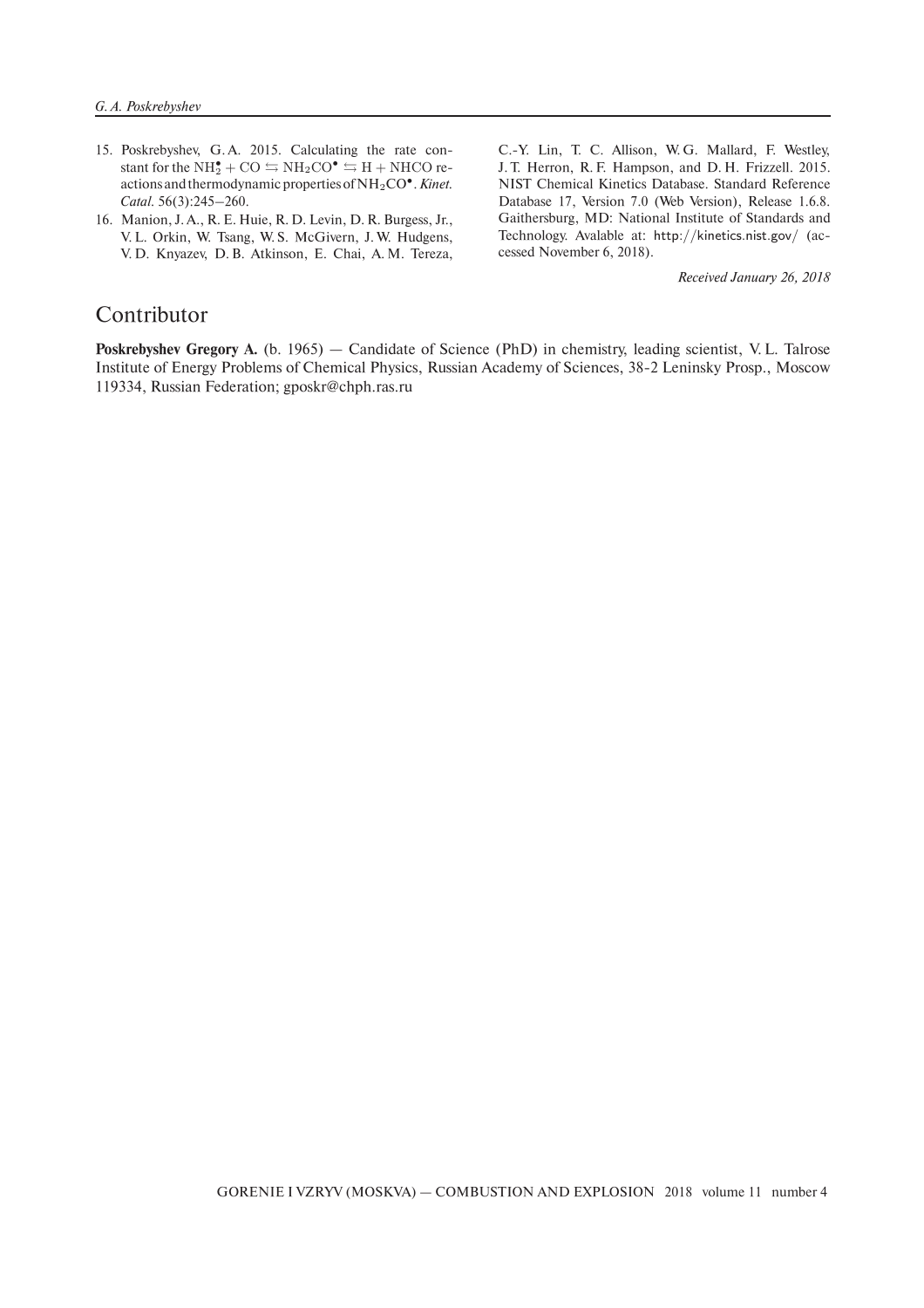15. Poskrebyshev, G. A. 2015. Calculating the rate constant for the $NH_2^\bullet + CO \leftrightarrows NH_2CO^\bullet \leftrightarrows H + NHCO$ reactions and thermodynamic properties of $NH_2CO^\bullet$. *Kinet. Catal.* 56(3):245–260.
16. Manion, J. A., R. E. Huie, R. D. Levin, D. R. Burgess, Jr., V. L. Orkin, W. Tsang, W. S. McGivern, J. W. Hudgens, V. D. Knyazev, D. B. Atkinson, E. Chai, A. M. Tereza, C.-Y. Lin, T. C. Allison, W. G. Mallard, F. Westley, J. T. Herron, R. F. Hampson, and D. H. Frizzell. 2015. NIST Chemical Kinetics Database. Standard Reference Database 17, Version 7.0 (Web Version), Release 1.6.8. Gaithersburg, MD: National Institute of Standards and Technology. Avalable at: http://kinetics.nist.gov/ (accessed November 6, 2018).

*Received January 26, 2018*

## Contributor

**Poskrebyshev Gregory A.** (b. 1965) — Candidate of Science (PhD) in chemistry, leading scientist, V. L. Talrose Institute of Energy Problems of Chemical Physics, Russian Academy of Sciences, 38-2 Leninsky Prosp., Moscow 119334, Russian Federation; gposkr@chph.ras.ru